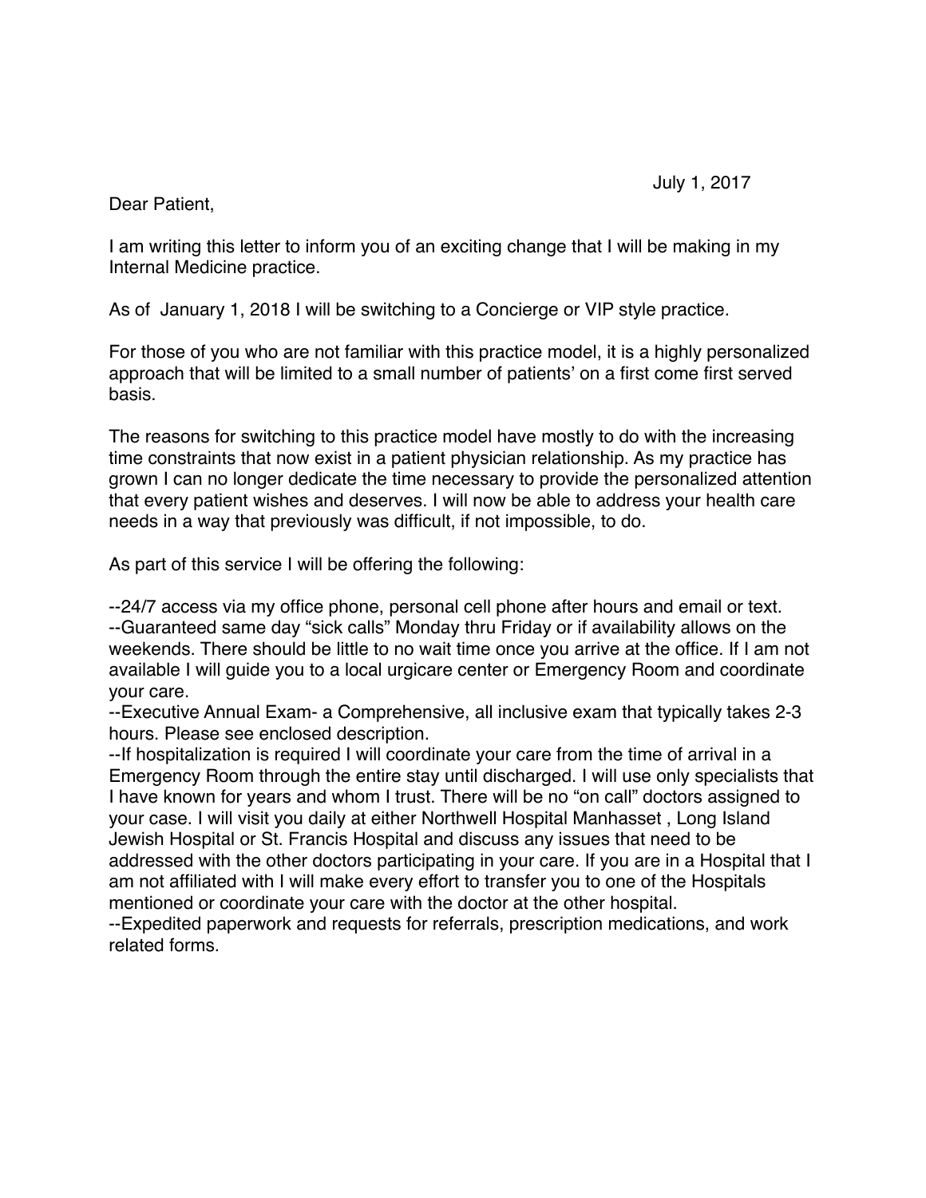July 1, 2017

Dear Patient,

I am writing this letter to inform you of an exciting change that I will be making in my Internal Medicine practice.

As of  January 1, 2018 I will be switching to a Concierge or VIP style practice.

For those of you who are not familiar with this practice model, it is a highly personalized approach that will be limited to a small number of patients' on a first come first served basis.

The reasons for switching to this practice model have mostly to do with the increasing time constraints that now exist in a patient physician relationship. As my practice has grown I can no longer dedicate the time necessary to provide the personalized attention that every patient wishes and deserves. I will now be able to address your health care needs in a way that previously was difficult, if not impossible, to do.

As part of this service I will be offering the following:

--24/7 access via my office phone, personal cell phone after hours and email or text.
--Guaranteed same day "sick calls" Monday thru Friday or if availability allows on the weekends. There should be little to no wait time once you arrive at the office. If I am not available I will guide you to a local urgicare center or Emergency Room and coordinate your care.
--Executive Annual Exam- a Comprehensive, all inclusive exam that typically takes 2-3 hours. Please see enclosed description.
--If hospitalization is required I will coordinate your care from the time of arrival in a Emergency Room through the entire stay until discharged. I will use only specialists that I have known for years and whom I trust. There will be no "on call" doctors assigned to your case. I will visit you daily at either Northwell Hospital Manhasset , Long Island Jewish Hospital or St. Francis Hospital and discuss any issues that need to be addressed with the other doctors participating in your care. If you are in a Hospital that I am not affiliated with I will make every effort to transfer you to one of the Hospitals mentioned or coordinate your care with the doctor at the other hospital.
--Expedited paperwork and requests for referrals, prescription medications, and work related forms.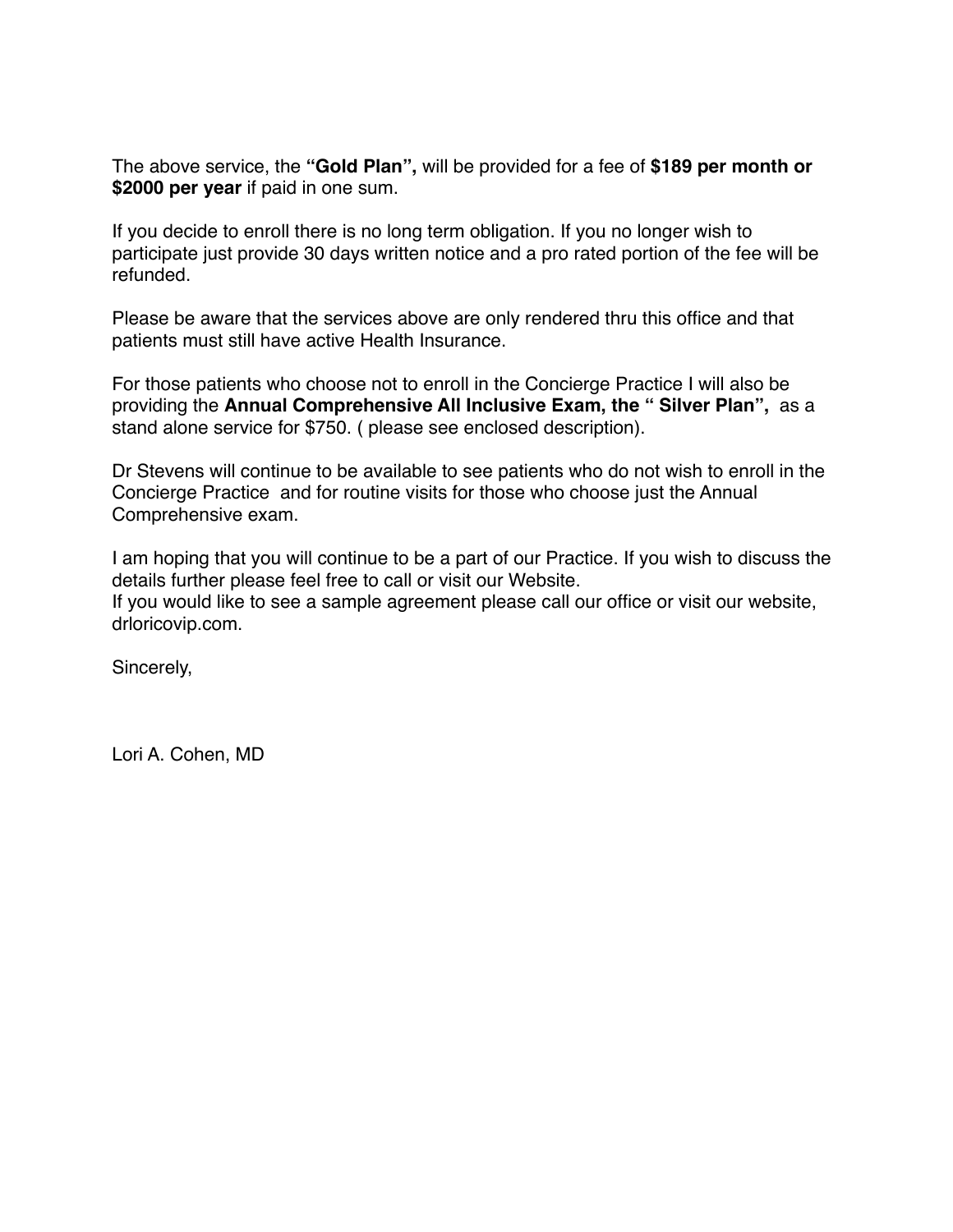The above service, the **"Gold Plan",** will be provided for a fee of **$189 per month or $2000 per year** if paid in one sum.

If you decide to enroll there is no long term obligation. If you no longer wish to participate just provide 30 days written notice and a pro rated portion of the fee will be refunded.

Please be aware that the services above are only rendered thru this office and that patients must still have active Health Insurance.

For those patients who choose not to enroll in the Concierge Practice I will also be providing the **Annual Comprehensive All Inclusive Exam, the " Silver Plan",** as a stand alone service for $750. ( please see enclosed description).

Dr Stevens will continue to be available to see patients who do not wish to enroll in the Concierge Practice and for routine visits for those who choose just the Annual Comprehensive exam.

I am hoping that you will continue to be a part of our Practice. If you wish to discuss the details further please feel free to call or visit our Website.
If you would like to see a sample agreement please call our office or visit our website, drloricovip.com.

Sincerely,

Lori A. Cohen, MD